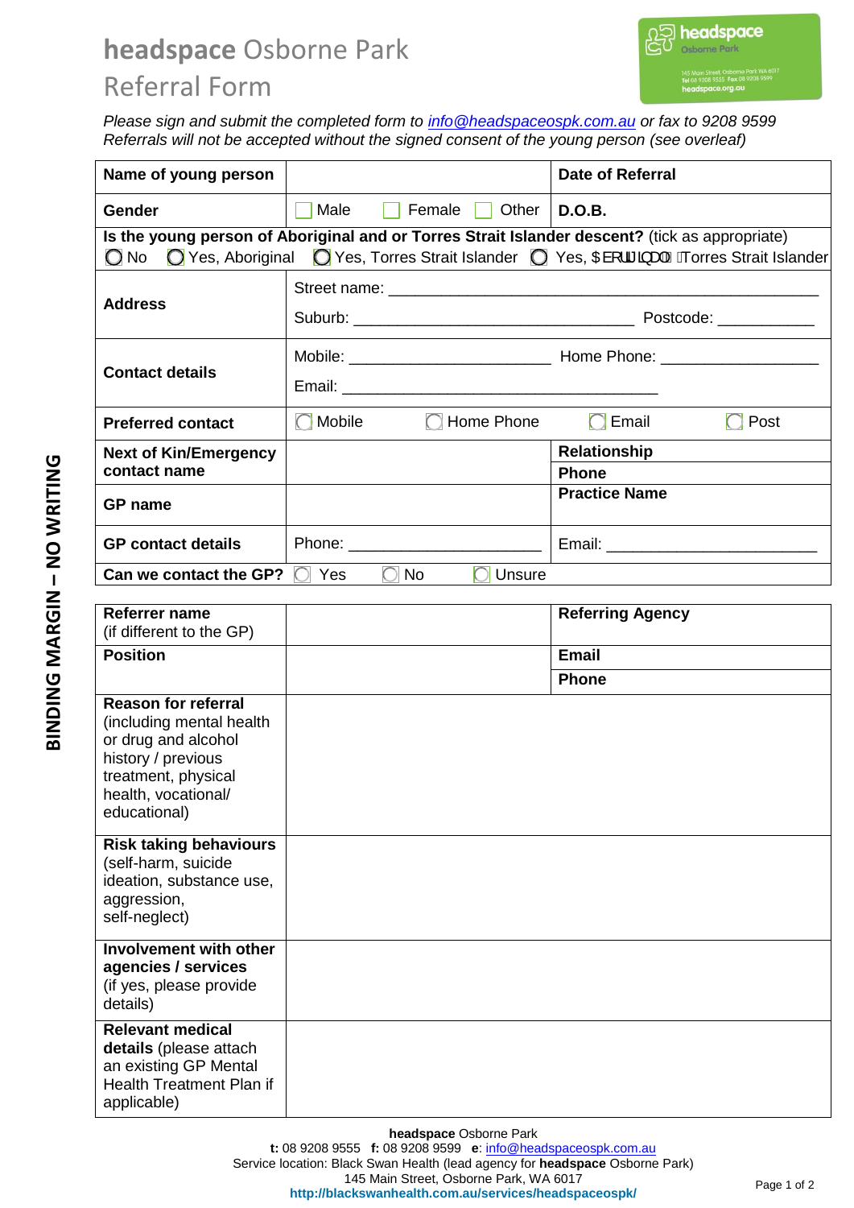# headspace Osborne Park
## Referral Form

*Please sign and submit the completed form to [info@headspaceospk.com.au](mailto:info@headspaceospk.com.au) or fax to 9208 9599*
*Referrals will not be accepted without the signed consent of the young person (see overleaf)*

| **Name of young person** | | **Date of Referral** |
|---|---|---|
| **Gender** | ☐ Male ☐ Female ☐ Other | **D.O.B.** |
| **Is the young person of Aboriginal and or Torres Strait Islander descent?** (tick as appropriate) ◯ No ◯ Yes, Aboriginal ◯ Yes, Torres Strait Islander ◯ Yes, $ERULJLQDO Torres Strait Islander | | |
| **Address** | Street name: ____________________ Suburb: ____________________ Postcode: __________ | |
| **Contact details** | Mobile: ____________________ Home Phone: ____________________ Email: ____________________ | |
| **Preferred contact** | ◯ Mobile ◯ Home Phone ◯ Email ◯ Post | |
| **Next of Kin/Emergency contact name** | | **Relationship** / **Phone** |
| **GP name** | | **Practice Name** |
| **GP contact details** | Phone: ____________________ | Email: ____________________ |
| **Can we contact the GP?** | ◯ Yes ◯ No ◯ Unsure | |

| **Referrer name** (if different to the GP) | | **Referring Agency** |
|---|---|---|
| **Position** | | **Email** / **Phone** |
| **Reason for referral** (including mental health or drug and alcohol history / previous treatment, physical health, vocational/ educational) | | |
| **Risk taking behaviours** (self-harm, suicide ideation, substance use, aggression, self-neglect) | | |
| **Involvement with other agencies / services** (if yes, please provide details) | | |
| **Relevant medical details** (please attach an existing GP Mental Health Treatment Plan if applicable) | | |

BINDING MARGIN – NO WRITING

**headspace** Osborne Park
**t:** 08 9208 9555 **f:** 08 9208 9599 **e**: [info@headspaceospk.com.au](mailto:info@headspaceospk.com.au)
Service location: Black Swan Health (lead agency for **headspace** Osborne Park)
145 Main Street, Osborne Park, WA 6017
**http://blackswanhealth.com.au/services/headspaceospk/**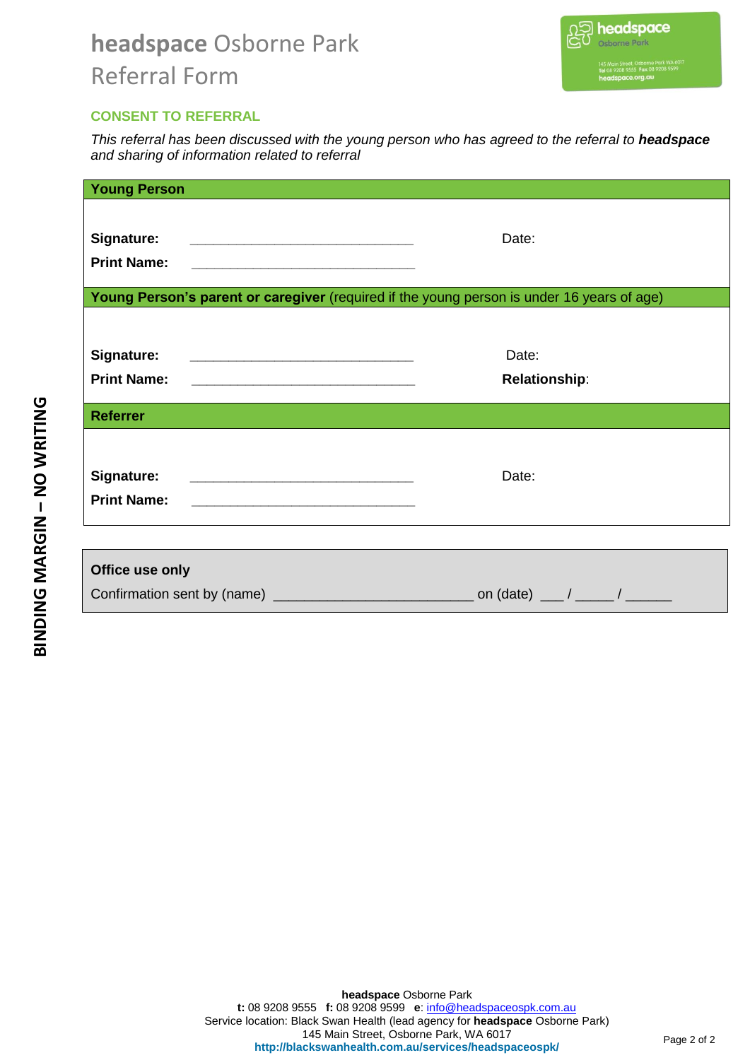# **headspace** Osborne Park Referral Form

## CONSENT TO REFERRAL

*This referral has been discussed with the young person who has agreed to the referral to **headspace** and sharing of information related to referral*

**Young Person**

**Signature:** ______________________________ Date:

**Print Name:** ______________________________

**Young Person's parent or caregiver** (required if the young person is under 16 years of age)

**Signature:** ______________________________ Date:

**Print Name:** ______________________________ **Relationship**:

**Referrer**

**Signature:** ______________________________ Date:

**Print Name:** ______________________________

**Office use only**

Confirmation sent by (name) _________________________ on (date) ___ / _____ / ______

BINDING MARGIN – NO WRITING

**headspace** Osborne Park
**t:** 08 9208 9555 **f:** 08 9208 9599 **e**: info@headspaceospk.com.au
Service location: Black Swan Health (lead agency for **headspace** Osborne Park)
145 Main Street, Osborne Park, WA 6017
**http://blackswanhealth.com.au/services/headspaceospk/**